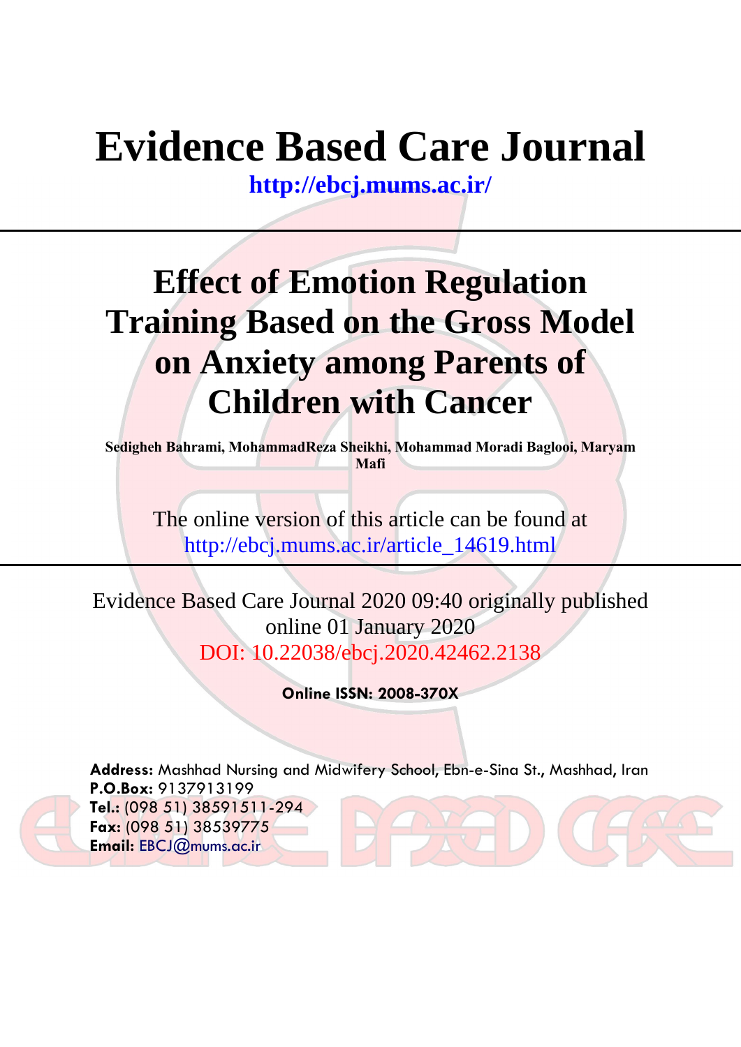# Evidence Based Care Journal

http://ebcj.mums.ac.ir/

## Effect of Emotion Regulation Training Based on the Gross Model on Anxiety among Parents of Children with Cancer

**Sedigheh Bahrami, MohammadReza Sheikhi, Mohammad Moradi Baglooi, Maryam Mafi**

The online version of this article can be found at
http://ebcj.mums.ac.ir/article_14619.html

Evidence Based Care Journal 2020 09:40 originally published online 01 January 2020
DOI: 10.22038/ebcj.2020.42462.2138

**Online ISSN: 2008-370X**

**Address:** Mashhad Nursing and Midwifery School, Ebn-e-Sina St., Mashhad, Iran
**P.O.Box:** 9137913199
**Tel.:** (098 51) 38591511-294
**Fax:** (098 51) 38539775
**Email:** EBCJ@mums.ac.ir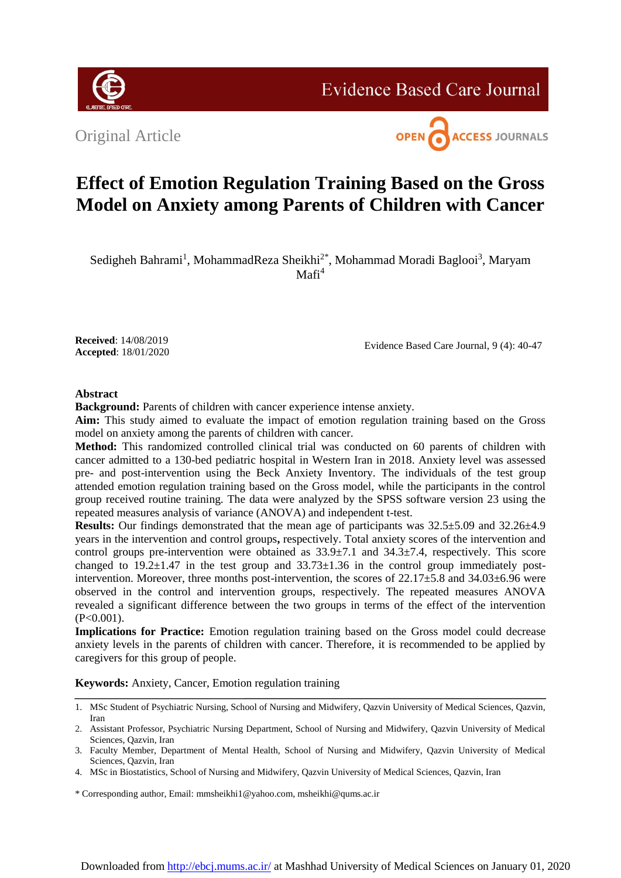Original Article

# Effect of Emotion Regulation Training Based on the Gross Model on Anxiety among Parents of Children with Cancer

Sedigheh Bahrami[1], MohammadReza Sheikhi[2*], Mohammad Moradi Baglooi[3], Maryam Mafi[4]

**Received**: 14/08/2019
**Accepted**: 18/01/2020

## Abstract

**Background:** Parents of children with cancer experience intense anxiety.

**Aim:** This study aimed to evaluate the impact of emotion regulation training based on the Gross model on anxiety among the parents of children with cancer.

**Method:** This randomized controlled clinical trial was conducted on 60 parents of children with cancer admitted to a 130-bed pediatric hospital in Western Iran in 2018. Anxiety level was assessed pre- and post-intervention using the Beck Anxiety Inventory. The individuals of the test group attended emotion regulation training based on the Gross model, while the participants in the control group received routine training. The data were analyzed by the SPSS software version 23 using the repeated measures analysis of variance (ANOVA) and independent t-test.

**Results:** Our findings demonstrated that the mean age of participants was 32.5±5.09 and 32.26±4.9 years in the intervention and control groups**,** respectively. Total anxiety scores of the intervention and control groups pre-intervention were obtained as 33.9±7.1 and 34.3±7.4, respectively. This score changed to 19.2±1.47 in the test group and 33.73±1.36 in the control group immediately post-intervention. Moreover, three months post-intervention, the scores of 22.17±5.8 and 34.03±6.96 were observed in the control and intervention groups, respectively. The repeated measures ANOVA revealed a significant difference between the two groups in terms of the effect of the intervention (P<0.001).

**Implications for Practice:** Emotion regulation training based on the Gross model could decrease anxiety levels in the parents of children with cancer. Therefore, it is recommended to be applied by caregivers for this group of people.

**Keywords:** Anxiety, Cancer, Emotion regulation training

---

1. MSc Student of Psychiatric Nursing, School of Nursing and Midwifery, Qazvin University of Medical Sciences, Qazvin, Iran
2. Assistant Professor, Psychiatric Nursing Department, School of Nursing and Midwifery, Qazvin University of Medical Sciences, Qazvin, Iran
3. Faculty Member, Department of Mental Health, School of Nursing and Midwifery, Qazvin University of Medical Sciences, Qazvin, Iran
4. MSc in Biostatistics, School of Nursing and Midwifery, Qazvin University of Medical Sciences, Qazvin, Iran

\* Corresponding author, Email: mmsheikhi1@yahoo.com, msheikhi@qums.ac.ir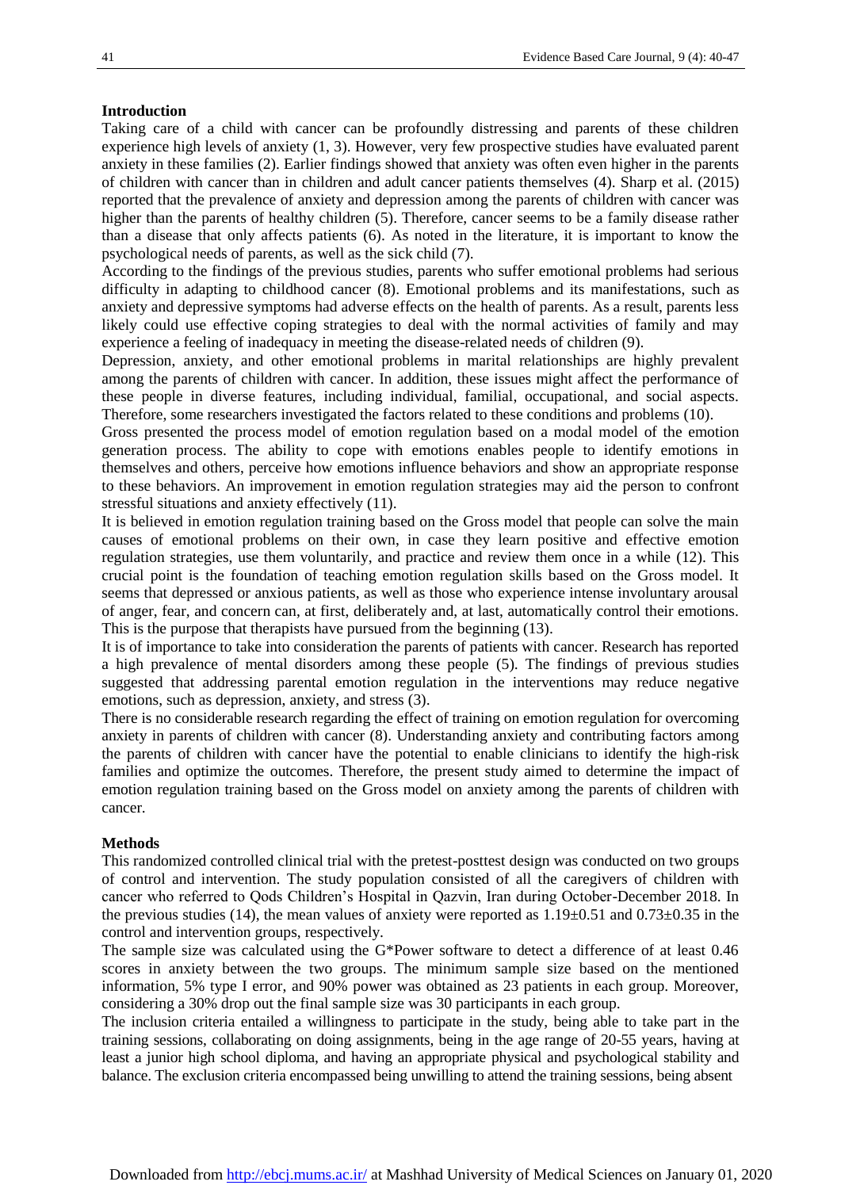## Introduction

Taking care of a child with cancer can be profoundly distressing and parents of these children experience high levels of anxiety (1, 3). However, very few prospective studies have evaluated parent anxiety in these families (2). Earlier findings showed that anxiety was often even higher in the parents of children with cancer than in children and adult cancer patients themselves (4). Sharp et al. (2015) reported that the prevalence of anxiety and depression among the parents of children with cancer was higher than the parents of healthy children (5). Therefore, cancer seems to be a family disease rather than a disease that only affects patients (6). As noted in the literature, it is important to know the psychological needs of parents, as well as the sick child (7).

According to the findings of the previous studies, parents who suffer emotional problems had serious difficulty in adapting to childhood cancer (8). Emotional problems and its manifestations, such as anxiety and depressive symptoms had adverse effects on the health of parents. As a result, parents less likely could use effective coping strategies to deal with the normal activities of family and may experience a feeling of inadequacy in meeting the disease-related needs of children (9).

Depression, anxiety, and other emotional problems in marital relationships are highly prevalent among the parents of children with cancer. In addition, these issues might affect the performance of these people in diverse features, including individual, familial, occupational, and social aspects. Therefore, some researchers investigated the factors related to these conditions and problems (10).

Gross presented the process model of emotion regulation based on a modal model of the emotion generation process. The ability to cope with emotions enables people to identify emotions in themselves and others, perceive how emotions influence behaviors and show an appropriate response to these behaviors. An improvement in emotion regulation strategies may aid the person to confront stressful situations and anxiety effectively (11).

It is believed in emotion regulation training based on the Gross model that people can solve the main causes of emotional problems on their own, in case they learn positive and effective emotion regulation strategies, use them voluntarily, and practice and review them once in a while (12). This crucial point is the foundation of teaching emotion regulation skills based on the Gross model. It seems that depressed or anxious patients, as well as those who experience intense involuntary arousal of anger, fear, and concern can, at first, deliberately and, at last, automatically control their emotions. This is the purpose that therapists have pursued from the beginning (13).

It is of importance to take into consideration the parents of patients with cancer. Research has reported a high prevalence of mental disorders among these people (5). The findings of previous studies suggested that addressing parental emotion regulation in the interventions may reduce negative emotions, such as depression, anxiety, and stress (3).

There is no considerable research regarding the effect of training on emotion regulation for overcoming anxiety in parents of children with cancer (8). Understanding anxiety and contributing factors among the parents of children with cancer have the potential to enable clinicians to identify the high-risk families and optimize the outcomes. Therefore, the present study aimed to determine the impact of emotion regulation training based on the Gross model on anxiety among the parents of children with cancer.

## Methods

This randomized controlled clinical trial with the pretest-posttest design was conducted on two groups of control and intervention. The study population consisted of all the caregivers of children with cancer who referred to Qods Children's Hospital in Qazvin, Iran during October-December 2018. In the previous studies (14), the mean values of anxiety were reported as 1.19±0.51 and 0.73±0.35 in the control and intervention groups, respectively.

The sample size was calculated using the G*Power software to detect a difference of at least 0.46 scores in anxiety between the two groups. The minimum sample size based on the mentioned information, 5% type I error, and 90% power was obtained as 23 patients in each group. Moreover, considering a 30% drop out the final sample size was 30 participants in each group.

The inclusion criteria entailed a willingness to participate in the study, being able to take part in the training sessions, collaborating on doing assignments, being in the age range of 20-55 years, having at least a junior high school diploma, and having an appropriate physical and psychological stability and balance. The exclusion criteria encompassed being unwilling to attend the training sessions, being absent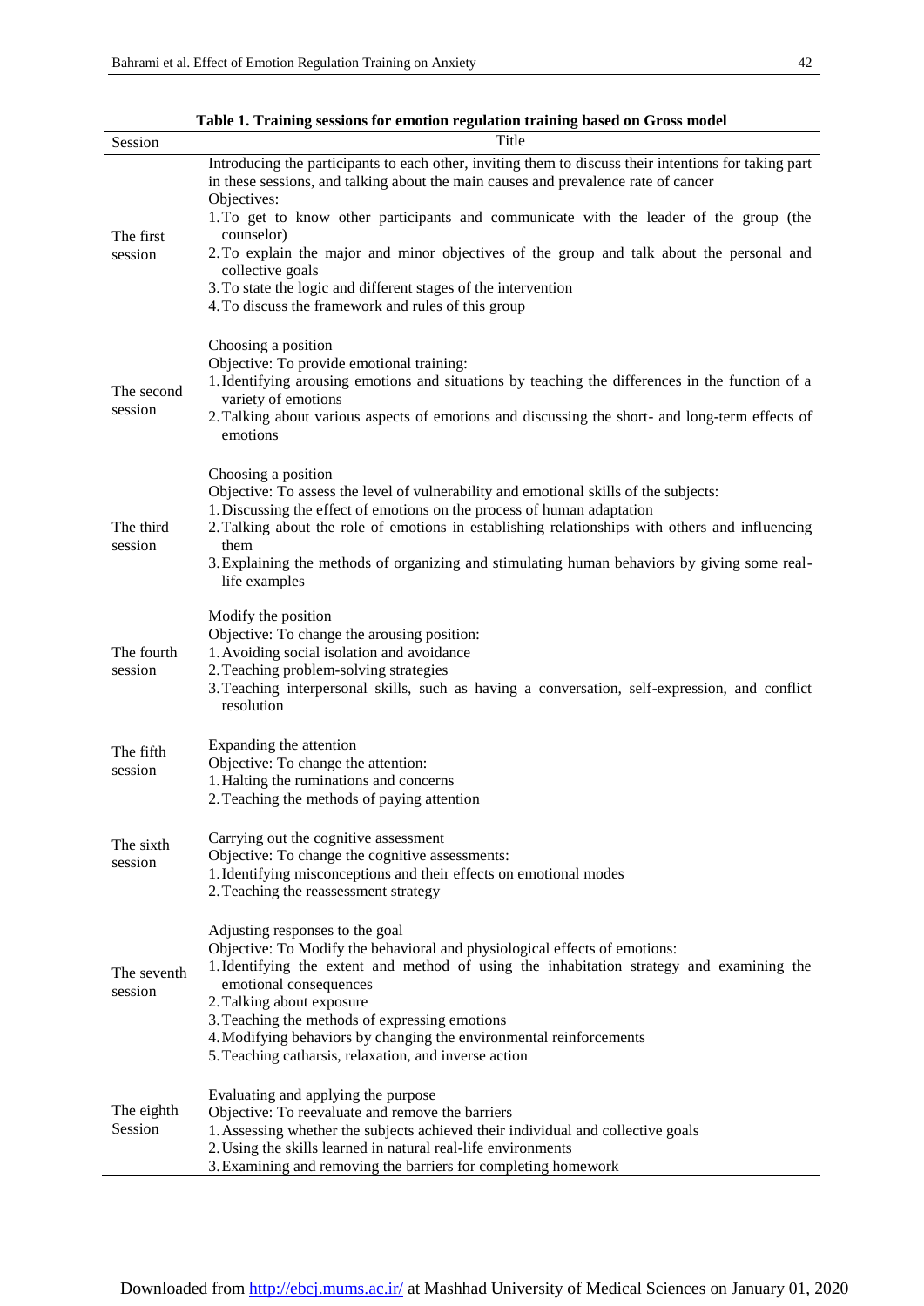**Table 1. Training sessions for emotion regulation training based on Gross model**

| Session | Title |
|---|---|
| The first session | Introducing the participants to each other, inviting them to discuss their intentions for taking part in these sessions, and talking about the main causes and prevalence rate of cancer<br>Objectives:<br>1. To get to know other participants and communicate with the leader of the group (the counselor)<br>2. To explain the major and minor objectives of the group and talk about the personal and collective goals<br>3. To state the logic and different stages of the intervention<br>4. To discuss the framework and rules of this group |
| The second session | Choosing a position<br>Objective: To provide emotional training:<br>1. Identifying arousing emotions and situations by teaching the differences in the function of a variety of emotions<br>2. Talking about various aspects of emotions and discussing the short- and long-term effects of emotions |
| The third session | Choosing a position<br>Objective: To assess the level of vulnerability and emotional skills of the subjects:<br>1. Discussing the effect of emotions on the process of human adaptation<br>2. Talking about the role of emotions in establishing relationships with others and influencing them<br>3. Explaining the methods of organizing and stimulating human behaviors by giving some real-life examples |
| The fourth session | Modify the position<br>Objective: To change the arousing position:<br>1. Avoiding social isolation and avoidance<br>2. Teaching problem-solving strategies<br>3. Teaching interpersonal skills, such as having a conversation, self-expression, and conflict resolution |
| The fifth session | Expanding the attention<br>Objective: To change the attention:<br>1. Halting the ruminations and concerns<br>2. Teaching the methods of paying attention |
| The sixth session | Carrying out the cognitive assessment<br>Objective: To change the cognitive assessments:<br>1. Identifying misconceptions and their effects on emotional modes<br>2. Teaching the reassessment strategy |
| The seventh session | Adjusting responses to the goal<br>Objective: To Modify the behavioral and physiological effects of emotions:<br>1. Identifying the extent and method of using the inhabitation strategy and examining the emotional consequences<br>2. Talking about exposure<br>3. Teaching the methods of expressing emotions<br>4. Modifying behaviors by changing the environmental reinforcements<br>5. Teaching catharsis, relaxation, and inverse action |
| The eighth Session | Evaluating and applying the purpose<br>Objective: To reevaluate and remove the barriers<br>1. Assessing whether the subjects achieved their individual and collective goals<br>2. Using the skills learned in natural real-life environments<br>3. Examining and removing the barriers for completing homework |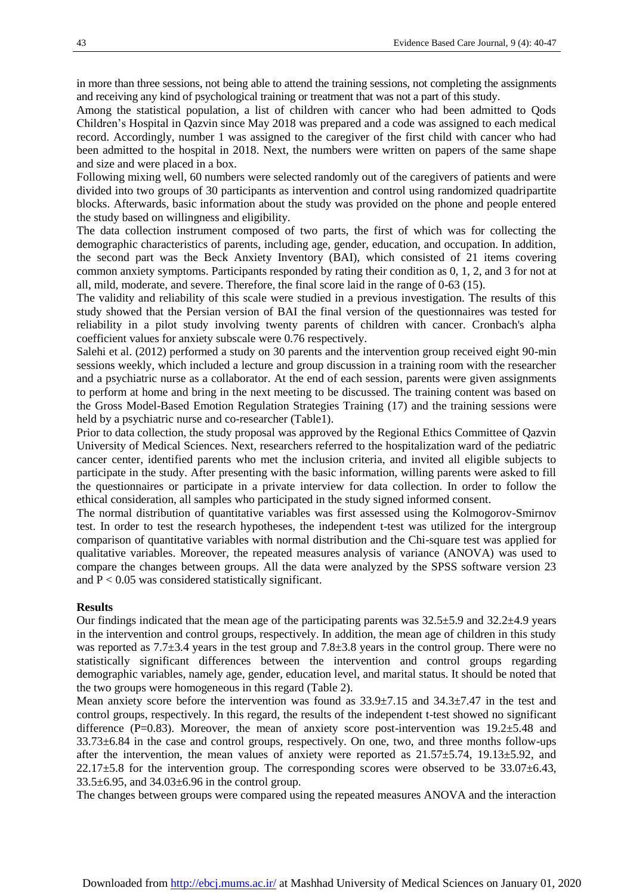in more than three sessions, not being able to attend the training sessions, not completing the assignments and receiving any kind of psychological training or treatment that was not a part of this study.

Among the statistical population, a list of children with cancer who had been admitted to Qods Children's Hospital in Qazvin since May 2018 was prepared and a code was assigned to each medical record. Accordingly, number 1 was assigned to the caregiver of the first child with cancer who had been admitted to the hospital in 2018. Next, the numbers were written on papers of the same shape and size and were placed in a box.

Following mixing well, 60 numbers were selected randomly out of the caregivers of patients and were divided into two groups of 30 participants as intervention and control using randomized quadripartite blocks. Afterwards, basic information about the study was provided on the phone and people entered the study based on willingness and eligibility.

The data collection instrument composed of two parts, the first of which was for collecting the demographic characteristics of parents, including age, gender, education, and occupation. In addition, the second part was the Beck Anxiety Inventory (BAI), which consisted of 21 items covering common anxiety symptoms. Participants responded by rating their condition as 0, 1, 2, and 3 for not at all, mild, moderate, and severe. Therefore, the final score laid in the range of 0-63 (15).

The validity and reliability of this scale were studied in a previous investigation. The results of this study showed that the Persian version of BAI the final version of the questionnaires was tested for reliability in a pilot study involving twenty parents of children with cancer. Cronbach's alpha coefficient values for anxiety subscale were 0.76 respectively.

Salehi et al. (2012) performed a study on 30 parents and the intervention group received eight 90-min sessions weekly, which included a lecture and group discussion in a training room with the researcher and a psychiatric nurse as a collaborator. At the end of each session, parents were given assignments to perform at home and bring in the next meeting to be discussed. The training content was based on the Gross Model-Based Emotion Regulation Strategies Training (17) and the training sessions were held by a psychiatric nurse and co-researcher (Table1).

Prior to data collection, the study proposal was approved by the Regional Ethics Committee of Qazvin University of Medical Sciences. Next, researchers referred to the hospitalization ward of the pediatric cancer center, identified parents who met the inclusion criteria, and invited all eligible subjects to participate in the study. After presenting with the basic information, willing parents were asked to fill the questionnaires or participate in a private interview for data collection. In order to follow the ethical consideration, all samples who participated in the study signed informed consent.

The normal distribution of quantitative variables was first assessed using the Kolmogorov-Smirnov test. In order to test the research hypotheses, the independent t-test was utilized for the intergroup comparison of quantitative variables with normal distribution and the Chi-square test was applied for qualitative variables. Moreover, the repeated measures analysis of variance (ANOVA) was used to compare the changes between groups. All the data were analyzed by the SPSS software version 23 and $P < 0.05$ was considered statistically significant.

**Results**

Our findings indicated that the mean age of the participating parents was 32.5±5.9 and 32.2±4.9 years in the intervention and control groups, respectively. In addition, the mean age of children in this study was reported as 7.7±3.4 years in the test group and 7.8±3.8 years in the control group. There were no statistically significant differences between the intervention and control groups regarding demographic variables, namely age, gender, education level, and marital status. It should be noted that the two groups were homogeneous in this regard (Table 2).

Mean anxiety score before the intervention was found as 33.9±7.15 and 34.3±7.47 in the test and control groups, respectively. In this regard, the results of the independent t-test showed no significant difference (P=0.83). Moreover, the mean of anxiety score post-intervention was 19.2±5.48 and 33.73±6.84 in the case and control groups, respectively. On one, two, and three months follow-ups after the intervention, the mean values of anxiety were reported as 21.57±5.74, 19.13±5.92, and 22.17±5.8 for the intervention group. The corresponding scores were observed to be 33.07±6.43, 33.5±6.95, and 34.03±6.96 in the control group.

The changes between groups were compared using the repeated measures ANOVA and the interaction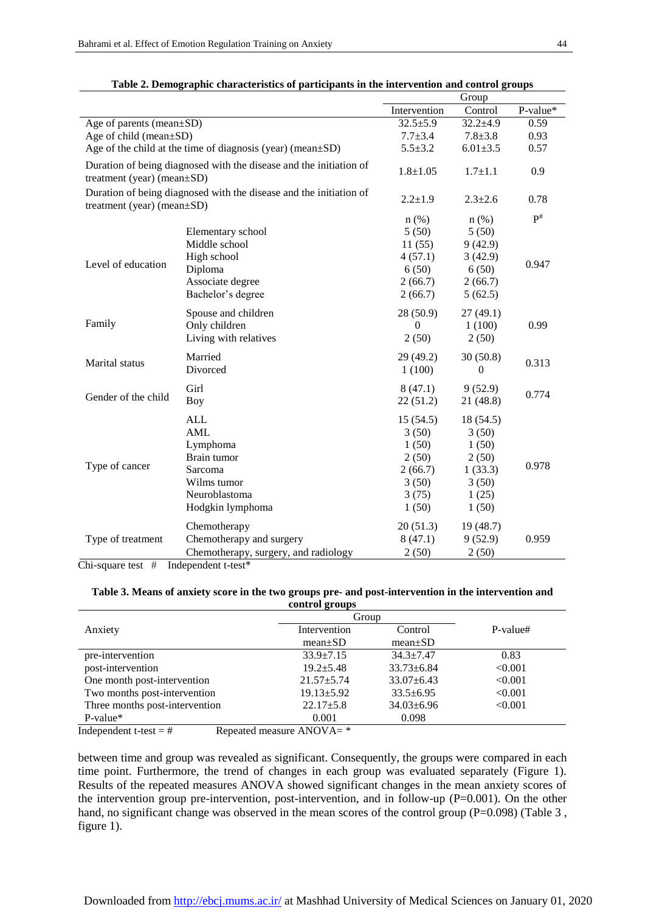**Table 2. Demographic characteristics of participants in the intervention and control groups**

| | | Group | | |
|---|---|---|---|---|
| | | Intervention | Control | P-value* |
| Age of parents (mean±SD) | | 32.5±5.9 | 32.2±4.9 | 0.59 |
| Age of child (mean±SD) | | 7.7±3.4 | 7.8±3.8 | 0.93 |
| Age of the child at the time of diagnosis (year) (mean±SD) | | 5.5±3.2 | 6.01±3.5 | 0.57 |
| Duration of being diagnosed with the disease and the initiation of treatment (year) (mean±SD) | | 1.8±1.05 | 1.7±1.1 | 0.9 |
| Duration of being diagnosed with the disease and the initiation of treatment (year) (mean±SD) | | 2.2±1.9 | 2.3±2.6 | 0.78 |
| | | n (%) | n (%) | P# |
| Level of education | Elementary school | 5 (50) | 5 (50) | 0.947 |
| | Middle school | 11 (55) | 9 (42.9) | |
| | High school | 4 (57.1) | 3 (42.9) | |
| | Diploma | 6 (50) | 6 (50) | |
| | Associate degree | 2 (66.7) | 2 (66.7) | |
| | Bachelor's degree | 2 (66.7) | 5 (62.5) | |
| Family | Spouse and children | 28 (50.9) | 27 (49.1) | 0.99 |
| | Only children | 0 | 1 (100) | |
| | Living with relatives | 2 (50) | 2 (50) | |
| Marital status | Married | 29 (49.2) | 30 (50.8) | 0.313 |
| | Divorced | 1 (100) | 0 | |
| Gender of the child | Girl | 8 (47.1) | 9 (52.9) | 0.774 |
| | Boy | 22 (51.2) | 21 (48.8) | |
| Type of cancer | ALL | 15 (54.5) | 18 (54.5) | 0.978 |
| | AML | 3 (50) | 3 (50) | |
| | Lymphoma | 1 (50) | 1 (50) | |
| | Brain tumor | 2 (50) | 2 (50) | |
| | Sarcoma | 2 (66.7) | 1 (33.3) | |
| | Wilms tumor | 3 (50) | 3 (50) | |
| | Neuroblastoma | 3 (75) | 1 (25) | |
| | Hodgkin lymphoma | 1 (50) | 1 (50) | |
| Type of treatment | Chemotherapy | 20 (51.3) | 19 (48.7) | 0.959 |
| | Chemotherapy and surgery | 8 (47.1) | 9 (52.9) | |
| | Chemotherapy, surgery, and radiology | 2 (50) | 2 (50) | |

Chi-square test # Independent t-test*

**Table 3. Means of anxiety score in the two groups pre- and post-intervention in the intervention and control groups**

| Anxiety | Group | | P-value# |
|---|---|---|---|
| | Intervention mean±SD | Control mean±SD | |
| pre-intervention | 33.9±7.15 | 34.3±7.47 | 0.83 |
| post-intervention | 19.2±5.48 | 33.73±6.84 | <0.001 |
| One month post-intervention | 21.57±5.74 | 33.07±6.43 | <0.001 |
| Two months post-intervention | 19.13±5.92 | 33.5±6.95 | <0.001 |
| Three months post-intervention | 22.17±5.8 | 34.03±6.96 | <0.001 |
| P-value* | 0.001 | 0.098 | |

Independent t-test = # Repeated measure ANOVA= *

between time and group was revealed as significant. Consequently, the groups were compared in each time point. Furthermore, the trend of changes in each group was evaluated separately (Figure 1). Results of the repeated measures ANOVA showed significant changes in the mean anxiety scores of the intervention group pre-intervention, post-intervention, and in follow-up (P=0.001). On the other hand, no significant change was observed in the mean scores of the control group (P=0.098) (Table 3 , figure 1).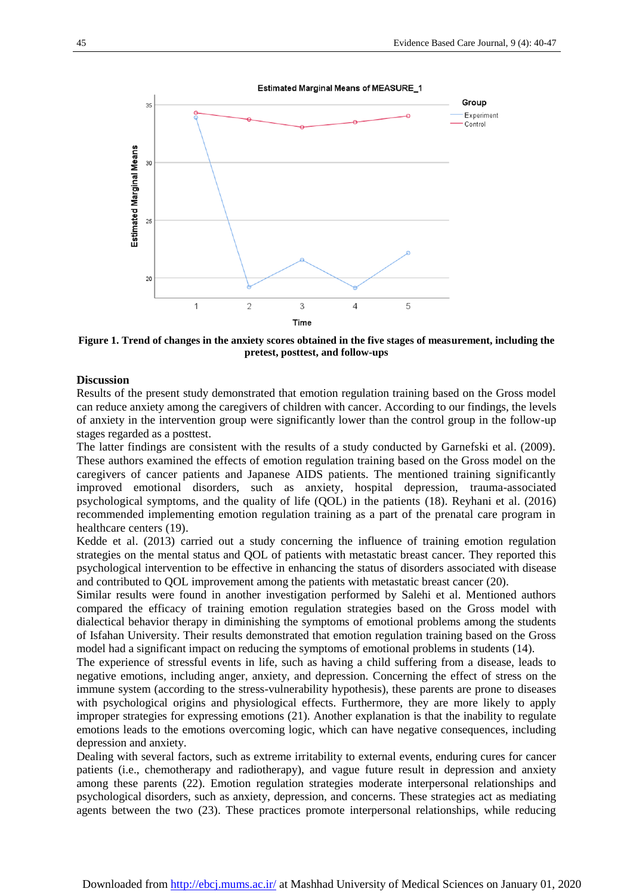**Figure 1. Trend of changes in the anxiety scores obtained in the five stages of measurement, including the pretest, posttest, and follow-ups**

## Discussion

Results of the present study demonstrated that emotion regulation training based on the Gross model can reduce anxiety among the caregivers of children with cancer. According to our findings, the levels of anxiety in the intervention group were significantly lower than the control group in the follow-up stages regarded as a posttest.

The latter findings are consistent with the results of a study conducted by Garnefski et al. (2009). These authors examined the effects of emotion regulation training based on the Gross model on the caregivers of cancer patients and Japanese AIDS patients. The mentioned training significantly improved emotional disorders, such as anxiety, hospital depression, trauma-associated psychological symptoms, and the quality of life (QOL) in the patients (18). Reyhani et al. (2016) recommended implementing emotion regulation training as a part of the prenatal care program in healthcare centers (19).

Kedde et al. (2013) carried out a study concerning the influence of training emotion regulation strategies on the mental status and QOL of patients with metastatic breast cancer. They reported this psychological intervention to be effective in enhancing the status of disorders associated with disease and contributed to QOL improvement among the patients with metastatic breast cancer (20).

Similar results were found in another investigation performed by Salehi et al. Mentioned authors compared the efficacy of training emotion regulation strategies based on the Gross model with dialectical behavior therapy in diminishing the symptoms of emotional problems among the students of Isfahan University. Their results demonstrated that emotion regulation training based on the Gross model had a significant impact on reducing the symptoms of emotional problems in students (14).

The experience of stressful events in life, such as having a child suffering from a disease, leads to negative emotions, including anger, anxiety, and depression. Concerning the effect of stress on the immune system (according to the stress-vulnerability hypothesis), these parents are prone to diseases with psychological origins and physiological effects. Furthermore, they are more likely to apply improper strategies for expressing emotions (21). Another explanation is that the inability to regulate emotions leads to the emotions overcoming logic, which can have negative consequences, including depression and anxiety.

Dealing with several factors, such as extreme irritability to external events, enduring cures for cancer patients (i.e., chemotherapy and radiotherapy), and vague future result in depression and anxiety among these parents (22). Emotion regulation strategies moderate interpersonal relationships and psychological disorders, such as anxiety, depression, and concerns. These strategies act as mediating agents between the two (23). These practices promote interpersonal relationships, while reducing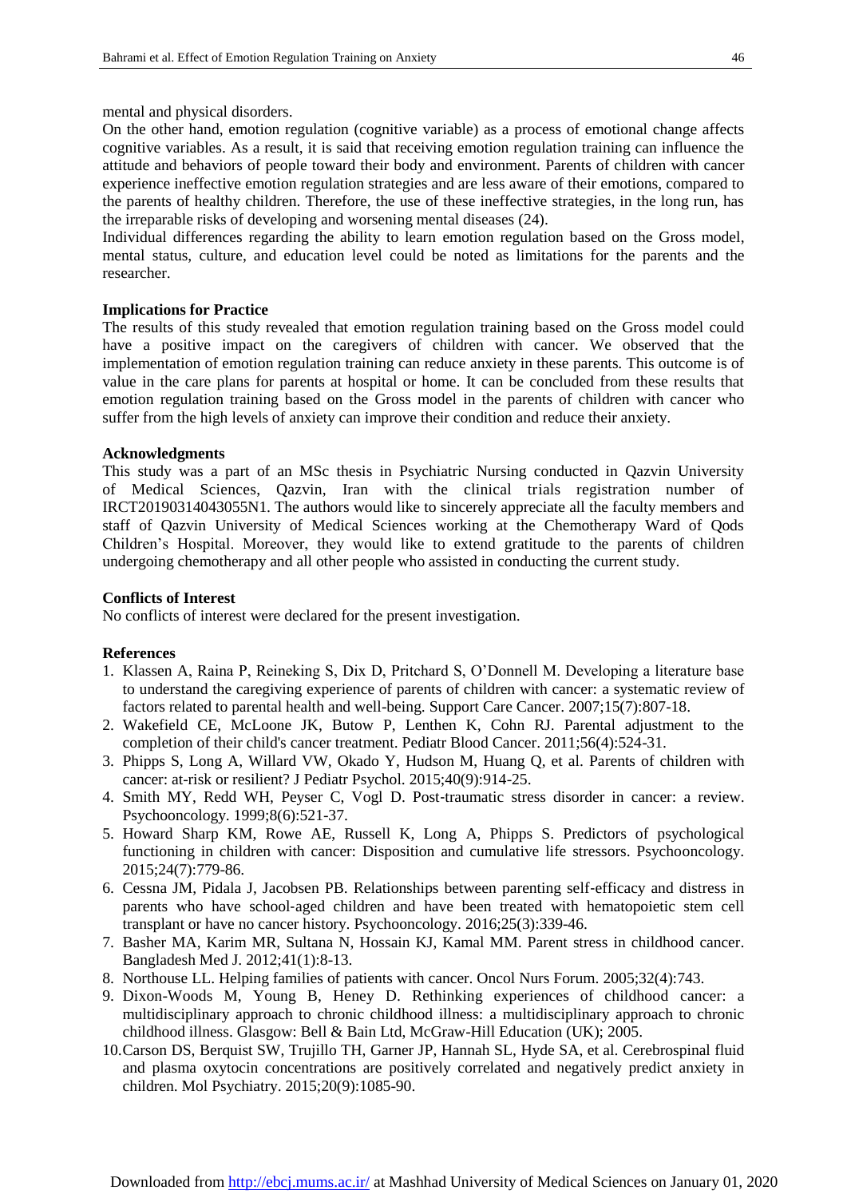mental and physical disorders.

On the other hand, emotion regulation (cognitive variable) as a process of emotional change affects cognitive variables. As a result, it is said that receiving emotion regulation training can influence the attitude and behaviors of people toward their body and environment. Parents of children with cancer experience ineffective emotion regulation strategies and are less aware of their emotions, compared to the parents of healthy children. Therefore, the use of these ineffective strategies, in the long run, has the irreparable risks of developing and worsening mental diseases (24).

Individual differences regarding the ability to learn emotion regulation based on the Gross model, mental status, culture, and education level could be noted as limitations for the parents and the researcher.

### Implications for Practice

The results of this study revealed that emotion regulation training based on the Gross model could have a positive impact on the caregivers of children with cancer. We observed that the implementation of emotion regulation training can reduce anxiety in these parents. This outcome is of value in the care plans for parents at hospital or home. It can be concluded from these results that emotion regulation training based on the Gross model in the parents of children with cancer who suffer from the high levels of anxiety can improve their condition and reduce their anxiety.

### Acknowledgments

This study was a part of an MSc thesis in Psychiatric Nursing conducted in Qazvin University of Medical Sciences, Qazvin, Iran with the clinical trials registration number of IRCT20190314043055N1. The authors would like to sincerely appreciate all the faculty members and staff of Qazvin University of Medical Sciences working at the Chemotherapy Ward of Qods Children's Hospital. Moreover, they would like to extend gratitude to the parents of children undergoing chemotherapy and all other people who assisted in conducting the current study.

### Conflicts of Interest

No conflicts of interest were declared for the present investigation.

### References

1. Klassen A, Raina P, Reineking S, Dix D, Pritchard S, O'Donnell M. Developing a literature base to understand the caregiving experience of parents of children with cancer: a systematic review of factors related to parental health and well-being. Support Care Cancer. 2007;15(7):807-18.
2. Wakefield CE, McLoone JK, Butow P, Lenthen K, Cohn RJ. Parental adjustment to the completion of their child's cancer treatment. Pediatr Blood Cancer. 2011;56(4):524-31.
3. Phipps S, Long A, Willard VW, Okado Y, Hudson M, Huang Q, et al. Parents of children with cancer: at-risk or resilient? J Pediatr Psychol. 2015;40(9):914-25.
4. Smith MY, Redd WH, Peyser C, Vogl D. Post-traumatic stress disorder in cancer: a review. Psychooncology. 1999;8(6):521-37.
5. Howard Sharp KM, Rowe AE, Russell K, Long A, Phipps S. Predictors of psychological functioning in children with cancer: Disposition and cumulative life stressors. Psychooncology. 2015;24(7):779-86.
6. Cessna JM, Pidala J, Jacobsen PB. Relationships between parenting self-efficacy and distress in parents who have school-aged children and have been treated with hematopoietic stem cell transplant or have no cancer history. Psychooncology. 2016;25(3):339-46.
7. Basher MA, Karim MR, Sultana N, Hossain KJ, Kamal MM. Parent stress in childhood cancer. Bangladesh Med J. 2012;41(1):8-13.
8. Northouse LL. Helping families of patients with cancer. Oncol Nurs Forum. 2005;32(4):743.
9. Dixon-Woods M, Young B, Heney D. Rethinking experiences of childhood cancer: a multidisciplinary approach to chronic childhood illness: a multidisciplinary approach to chronic childhood illness. Glasgow: Bell & Bain Ltd, McGraw-Hill Education (UK); 2005.
10. Carson DS, Berquist SW, Trujillo TH, Garner JP, Hannah SL, Hyde SA, et al. Cerebrospinal fluid and plasma oxytocin concentrations are positively correlated and negatively predict anxiety in children. Mol Psychiatry. 2015;20(9):1085-90.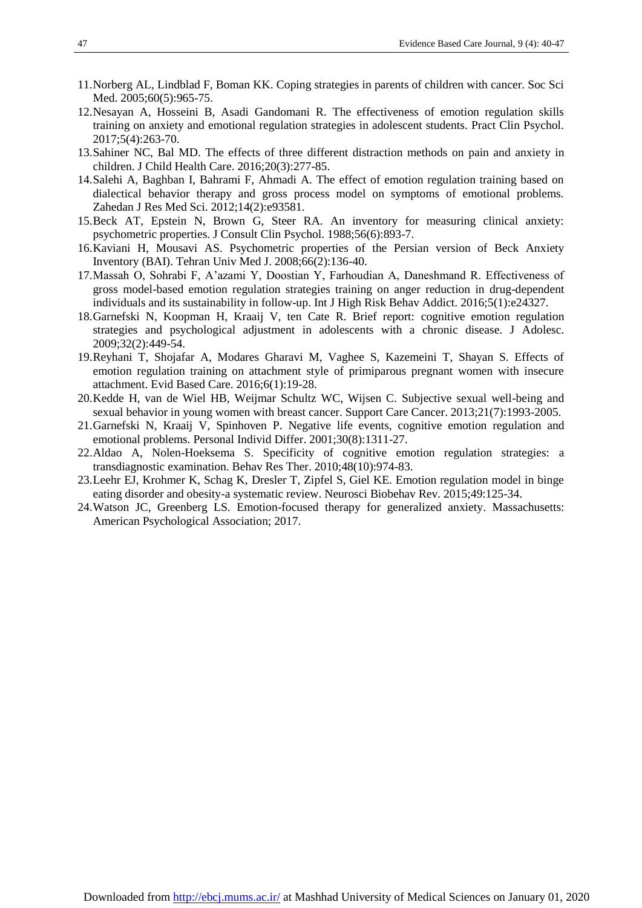11. Norberg AL, Lindblad F, Boman KK. Coping strategies in parents of children with cancer. Soc Sci Med. 2005;60(5):965-75.
12. Nesayan A, Hosseini B, Asadi Gandomani R. The effectiveness of emotion regulation skills training on anxiety and emotional regulation strategies in adolescent students. Pract Clin Psychol. 2017;5(4):263-70.
13. Sahiner NC, Bal MD. The effects of three different distraction methods on pain and anxiety in children. J Child Health Care. 2016;20(3):277-85.
14. Salehi A, Baghban I, Bahrami F, Ahmadi A. The effect of emotion regulation training based on dialectical behavior therapy and gross process model on symptoms of emotional problems. Zahedan J Res Med Sci. 2012;14(2):e93581.
15. Beck AT, Epstein N, Brown G, Steer RA. An inventory for measuring clinical anxiety: psychometric properties. J Consult Clin Psychol. 1988;56(6):893-7.
16. Kaviani H, Mousavi AS. Psychometric properties of the Persian version of Beck Anxiety Inventory (BAI). Tehran Univ Med J. 2008;66(2):136-40.
17. Massah O, Sohrabi F, A'azami Y, Doostian Y, Farhoudian A, Daneshmand R. Effectiveness of gross model-based emotion regulation strategies training on anger reduction in drug-dependent individuals and its sustainability in follow-up. Int J High Risk Behav Addict. 2016;5(1):e24327.
18. Garnefski N, Koopman H, Kraaij V, ten Cate R. Brief report: cognitive emotion regulation strategies and psychological adjustment in adolescents with a chronic disease. J Adolesc. 2009;32(2):449-54.
19. Reyhani T, Shojafar A, Modares Gharavi M, Vaghee S, Kazemeini T, Shayan S. Effects of emotion regulation training on attachment style of primiparous pregnant women with insecure attachment. Evid Based Care. 2016;6(1):19-28.
20. Kedde H, van de Wiel HB, Weijmar Schultz WC, Wijsen C. Subjective sexual well-being and sexual behavior in young women with breast cancer. Support Care Cancer. 2013;21(7):1993-2005.
21. Garnefski N, Kraaij V, Spinhoven P. Negative life events, cognitive emotion regulation and emotional problems. Personal Individ Differ. 2001;30(8):1311-27.
22. Aldao A, Nolen-Hoeksema S. Specificity of cognitive emotion regulation strategies: a transdiagnostic examination. Behav Res Ther. 2010;48(10):974-83.
23. Leehr EJ, Krohmer K, Schag K, Dresler T, Zipfel S, Giel KE. Emotion regulation model in binge eating disorder and obesity-a systematic review. Neurosci Biobehav Rev. 2015;49:125-34.
24. Watson JC, Greenberg LS. Emotion-focused therapy for generalized anxiety. Massachusetts: American Psychological Association; 2017.